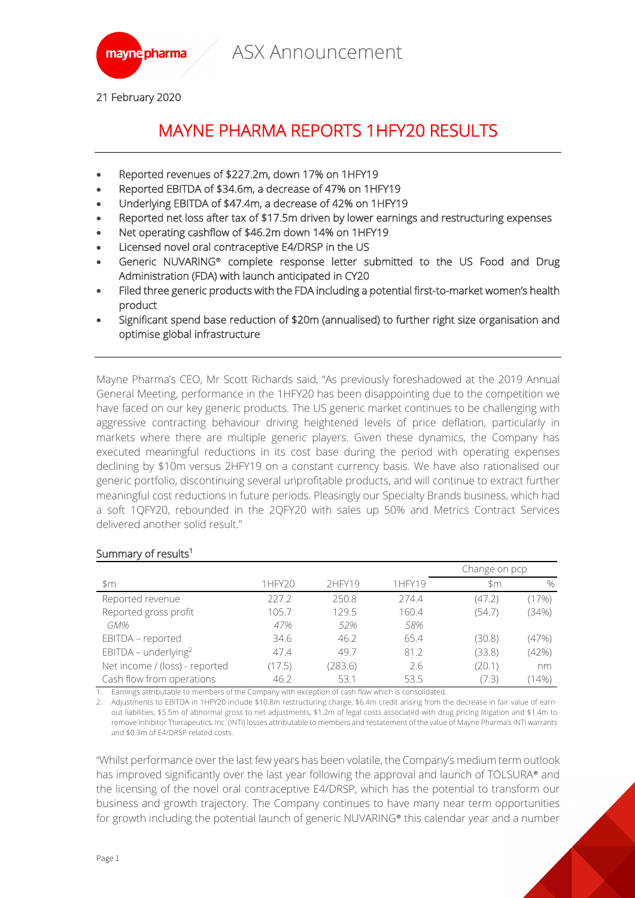mayne pharma

ASX Announcement

21 February 2020

# MAYNE PHARMA REPORTS 1HFY20 RESULTS

- Reported revenues of \$227.2m, down 17% on 1HFY19
- Reported EBITDA of \$34.6m, a decrease of 47% on 1HFY19
- Underlying EBITDA of \$47.4m, a decrease of 42% on 1HFY19
- Reported net loss after tax of \$17.5m driven by lower earnings and restructuring expenses
- Net operating cashflow of \$46.2m down 14% on 1HFY19
- Licensed novel oral contraceptive E4/DRSP in the US
- Generic NUVARING® complete response letter submitted to the US Food and Drug Administration (FDA) with launch anticipated in CY20
- Filed three generic products with the FDA including a potential first-to-market women's health product
- Significant spend base reduction of \$20m (annualised) to further right size organisation and optimise global infrastructure

Mayne Pharma's CEO, Mr Scott Richards said, "As previously foreshadowed at the 2019 Annual General Meeting, performance in the 1HFY20 has been disappointing due to the competition we have faced on our key generic products. The US generic market continues to be challenging with aggressive contracting behaviour driving heightened levels of price deflation, particularly in markets where there are multiple generic players. Given these dynamics, the Company has executed meaningful reductions in its cost base during the period with operating expenses declining by \$10m versus 2HFY19 on a constant currency basis. We have also rationalised our generic portfolio, discontinuing several unprofitable products, and will continue to extract further meaningful cost reductions in future periods. Pleasingly our Specialty Brands business, which had a soft 1QFY20, rebounded in the 2QFY20 with sales up 50% and Metrics Contract Services delivered another solid result."

## Summary of results[1]

| | | | | Change on pcp | |
|---|---|---|---|---|---|
| \$m | 1HFY20 | 2HFY19 | 1HFY19 | \$m | % |
| Reported revenue | 227.2 | 250.8 | 274.4 | (47.2) | (17%) |
| Reported gross profit | 105.7 | 129.5 | 160.4 | (54.7) | (34%) |
| *GM%* | *47%* | *52%* | *58%* | | |
| EBITDA – reported | 34.6 | 46.2 | 65.4 | (30.8) | (47%) |
| EBITDA – underlying[2] | 47.4 | 49.7 | 81.2 | (33.8) | (42%) |
| Net income / (loss) - reported | (17.5) | (283.6) | 2.6 | (20.1) | nm |
| Cash flow from operations | 46.2 | 53.1 | 53.5 | (7.3) | (14%) |

1. Earnings attributable to members of the Company with exception of cash flow which is consolidated.
2. Adjustments to EBITDA in 1HFY20 include \$10.8m restructuring charge, \$6.4m credit arising from the decrease in fair value of earn-out liabilities, \$5.5m of abnormal gross to net adjustments, \$1.2m of legal costs associated with drug pricing litigation and \$1.4m to remove Inhibitor Therapeutics, Inc. (INTI) losses attributable to members and restatement of the value of Mayne Pharma's INTI warrants and \$0.3m of E4/DRSP related costs.

"Whilst performance over the last few years has been volatile, the Company's medium term outlook has improved significantly over the last year following the approval and launch of TOLSURA® and the licensing of the novel oral contraceptive E4/DRSP, which has the potential to transform our business and growth trajectory. The Company continues to have many near term opportunities for growth including the potential launch of generic NUVARING® this calendar year and a number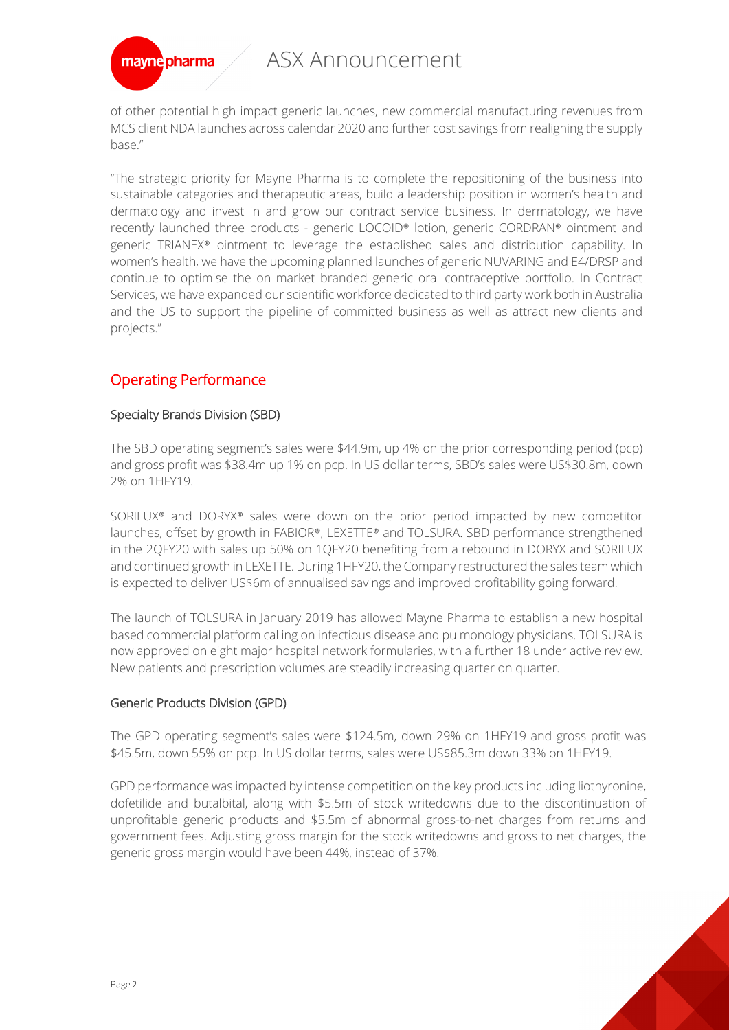of other potential high impact generic launches, new commercial manufacturing revenues from MCS client NDA launches across calendar 2020 and further cost savings from realigning the supply base."

"The strategic priority for Mayne Pharma is to complete the repositioning of the business into sustainable categories and therapeutic areas, build a leadership position in women's health and dermatology and invest in and grow our contract service business. In dermatology, we have recently launched three products - generic LOCOID® lotion, generic CORDRAN® ointment and generic TRIANEX® ointment to leverage the established sales and distribution capability. In women's health, we have the upcoming planned launches of generic NUVARING and E4/DRSP and continue to optimise the on market branded generic oral contraceptive portfolio. In Contract Services, we have expanded our scientific workforce dedicated to third party work both in Australia and the US to support the pipeline of committed business as well as attract new clients and projects."

## Operating Performance

### Specialty Brands Division (SBD)

The SBD operating segment's sales were $44.9m, up 4% on the prior corresponding period (pcp) and gross profit was $38.4m up 1% on pcp. In US dollar terms, SBD's sales were US$30.8m, down 2% on 1HFY19.

SORILUX® and DORYX® sales were down on the prior period impacted by new competitor launches, offset by growth in FABIOR®, LEXETTE® and TOLSURA. SBD performance strengthened in the 2QFY20 with sales up 50% on 1QFY20 benefiting from a rebound in DORYX and SORILUX and continued growth in LEXETTE. During 1HFY20, the Company restructured the sales team which is expected to deliver US$6m of annualised savings and improved profitability going forward.

The launch of TOLSURA in January 2019 has allowed Mayne Pharma to establish a new hospital based commercial platform calling on infectious disease and pulmonology physicians. TOLSURA is now approved on eight major hospital network formularies, with a further 18 under active review. New patients and prescription volumes are steadily increasing quarter on quarter.

### Generic Products Division (GPD)

The GPD operating segment's sales were $124.5m, down 29% on 1HFY19 and gross profit was $45.5m, down 55% on pcp. In US dollar terms, sales were US$85.3m down 33% on 1HFY19.

GPD performance was impacted by intense competition on the key products including liothyronine, dofetilide and butalbital, along with $5.5m of stock writedowns due to the discontinuation of unprofitable generic products and $5.5m of abnormal gross-to-net charges from returns and government fees. Adjusting gross margin for the stock writedowns and gross to net charges, the generic gross margin would have been 44%, instead of 37%.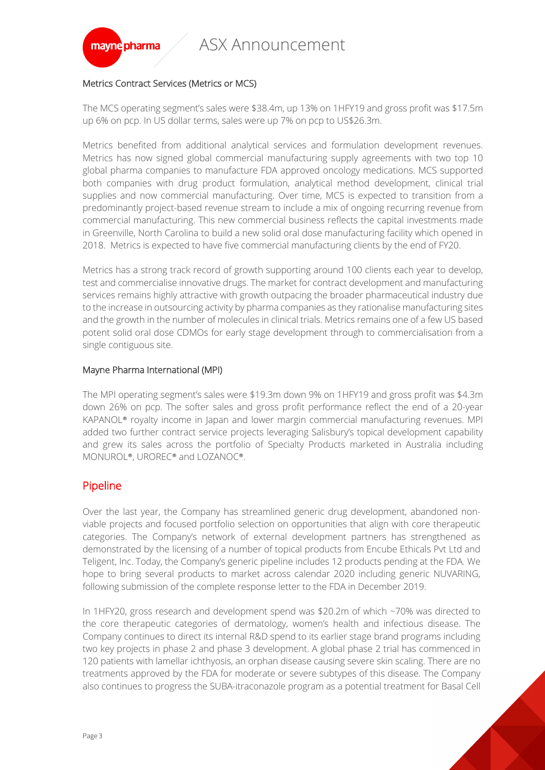### Metrics Contract Services (Metrics or MCS)

The MCS operating segment's sales were $38.4m, up 13% on 1HFY19 and gross profit was $17.5m up 6% on pcp. In US dollar terms, sales were up 7% on pcp to US$26.3m.

Metrics benefited from additional analytical services and formulation development revenues. Metrics has now signed global commercial manufacturing supply agreements with two top 10 global pharma companies to manufacture FDA approved oncology medications. MCS supported both companies with drug product formulation, analytical method development, clinical trial supplies and now commercial manufacturing. Over time, MCS is expected to transition from a predominantly project-based revenue stream to include a mix of ongoing recurring revenue from commercial manufacturing. This new commercial business reflects the capital investments made in Greenville, North Carolina to build a new solid oral dose manufacturing facility which opened in 2018. Metrics is expected to have five commercial manufacturing clients by the end of FY20.

Metrics has a strong track record of growth supporting around 100 clients each year to develop, test and commercialise innovative drugs. The market for contract development and manufacturing services remains highly attractive with growth outpacing the broader pharmaceutical industry due to the increase in outsourcing activity by pharma companies as they rationalise manufacturing sites and the growth in the number of molecules in clinical trials. Metrics remains one of a few US based potent solid oral dose CDMOs for early stage development through to commercialisation from a single contiguous site.

### Mayne Pharma International (MPI)

The MPI operating segment's sales were $19.3m down 9% on 1HFY19 and gross profit was $4.3m down 26% on pcp. The softer sales and gross profit performance reflect the end of a 20-year KAPANOL® royalty income in Japan and lower margin commercial manufacturing revenues. MPI added two further contract service projects leveraging Salisbury's topical development capability and grew its sales across the portfolio of Specialty Products marketed in Australia including MONUROL®, UROREC® and LOZANOC®.

## Pipeline

Over the last year, the Company has streamlined generic drug development, abandoned non-viable projects and focused portfolio selection on opportunities that align with core therapeutic categories. The Company's network of external development partners has strengthened as demonstrated by the licensing of a number of topical products from Encube Ethicals Pvt Ltd and Teligent, Inc. Today, the Company's generic pipeline includes 12 products pending at the FDA. We hope to bring several products to market across calendar 2020 including generic NUVARING, following submission of the complete response letter to the FDA in December 2019.

In 1HFY20, gross research and development spend was $20.2m of which ~70% was directed to the core therapeutic categories of dermatology, women's health and infectious disease. The Company continues to direct its internal R&D spend to its earlier stage brand programs including two key projects in phase 2 and phase 3 development. A global phase 2 trial has commenced in 120 patients with lamellar ichthyosis, an orphan disease causing severe skin scaling. There are no treatments approved by the FDA for moderate or severe subtypes of this disease. The Company also continues to progress the SUBA-itraconazole program as a potential treatment for Basal Cell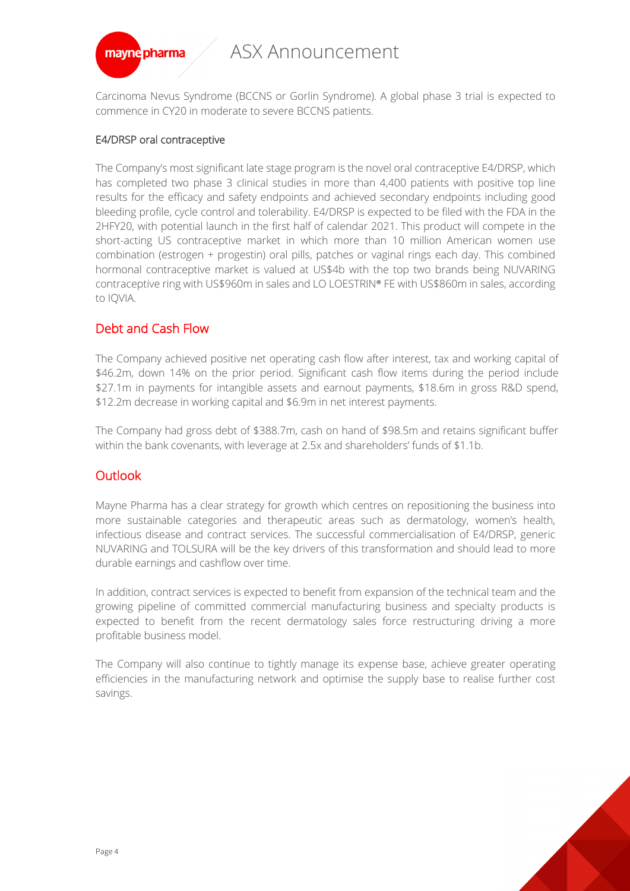Carcinoma Nevus Syndrome (BCCNS or Gorlin Syndrome). A global phase 3 trial is expected to commence in CY20 in moderate to severe BCCNS patients.

### E4/DRSP oral contraceptive

The Company's most significant late stage program is the novel oral contraceptive E4/DRSP, which has completed two phase 3 clinical studies in more than 4,400 patients with positive top line results for the efficacy and safety endpoints and achieved secondary endpoints including good bleeding profile, cycle control and tolerability. E4/DRSP is expected to be filed with the FDA in the 2HFY20, with potential launch in the first half of calendar 2021. This product will compete in the short-acting US contraceptive market in which more than 10 million American women use combination (estrogen + progestin) oral pills, patches or vaginal rings each day. This combined hormonal contraceptive market is valued at US$4b with the top two brands being NUVARING contraceptive ring with US$960m in sales and LO LOESTRIN® FE with US$860m in sales, according to IQVIA.

## Debt and Cash Flow

The Company achieved positive net operating cash flow after interest, tax and working capital of $46.2m, down 14% on the prior period. Significant cash flow items during the period include $27.1m in payments for intangible assets and earnout payments, $18.6m in gross R&D spend, $12.2m decrease in working capital and $6.9m in net interest payments.

The Company had gross debt of $388.7m, cash on hand of $98.5m and retains significant buffer within the bank covenants, with leverage at 2.5x and shareholders' funds of $1.1b.

## Outlook

Mayne Pharma has a clear strategy for growth which centres on repositioning the business into more sustainable categories and therapeutic areas such as dermatology, women's health, infectious disease and contract services. The successful commercialisation of E4/DRSP, generic NUVARING and TOLSURA will be the key drivers of this transformation and should lead to more durable earnings and cashflow over time.

In addition, contract services is expected to benefit from expansion of the technical team and the growing pipeline of committed commercial manufacturing business and specialty products is expected to benefit from the recent dermatology sales force restructuring driving a more profitable business model.

The Company will also continue to tightly manage its expense base, achieve greater operating efficiencies in the manufacturing network and optimise the supply base to realise further cost savings.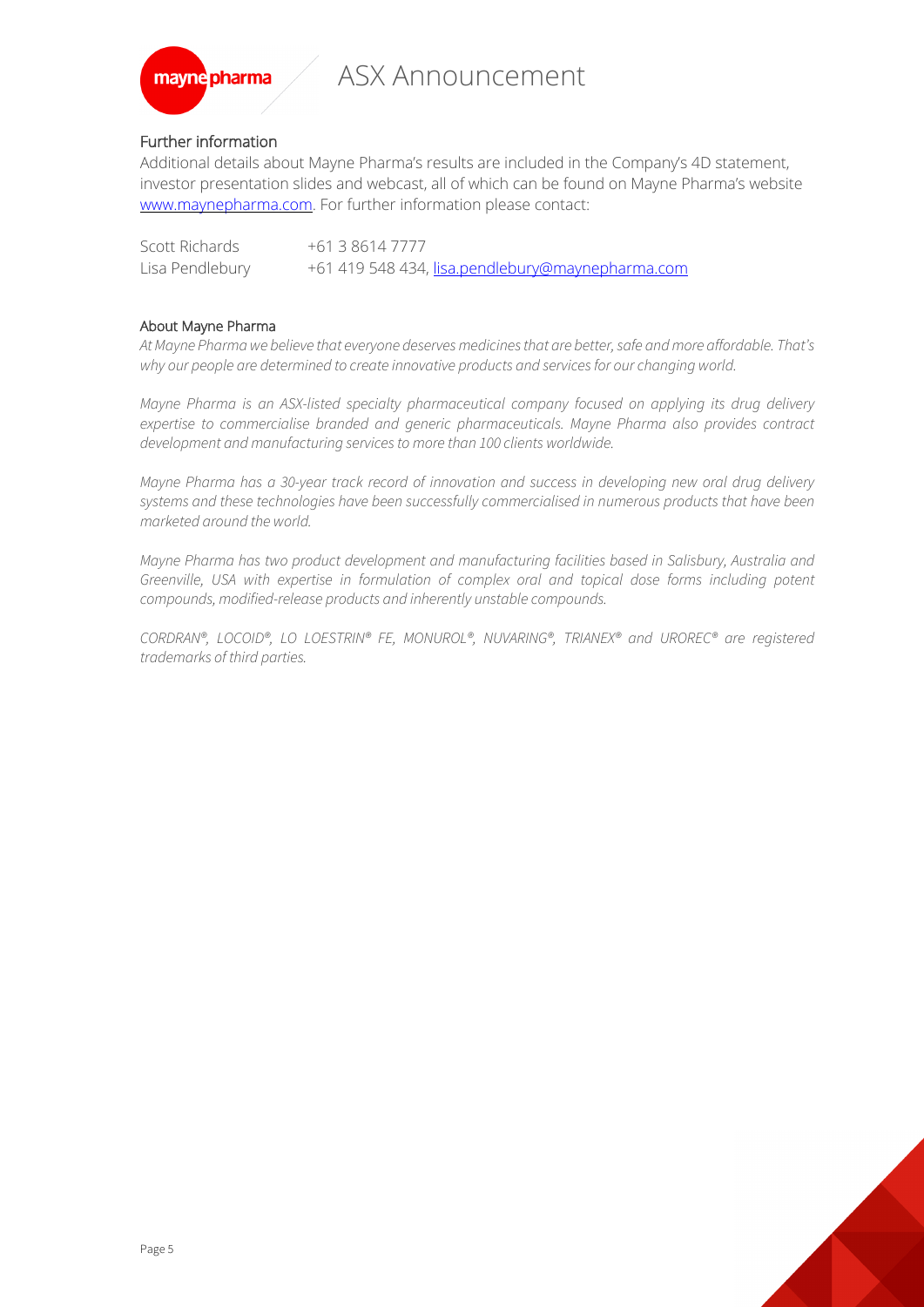### Further information

Additional details about Mayne Pharma's results are included in the Company's 4D statement, investor presentation slides and webcast, all of which can be found on Mayne Pharma's website www.maynepharma.com. For further information please contact:

| | |
|---|---|
| Scott Richards | +61 3 8614 7777 |
| Lisa Pendlebury | +61 419 548 434, lisa.pendlebury@maynepharma.com |

### About Mayne Pharma

*At Mayne Pharma we believe that everyone deserves medicines that are better, safe and more affordable. That's why our people are determined to create innovative products and services for our changing world.*

*Mayne Pharma is an ASX-listed specialty pharmaceutical company focused on applying its drug delivery expertise to commercialise branded and generic pharmaceuticals. Mayne Pharma also provides contract development and manufacturing services to more than 100 clients worldwide.*

*Mayne Pharma has a 30-year track record of innovation and success in developing new oral drug delivery systems and these technologies have been successfully commercialised in numerous products that have been marketed around the world.*

*Mayne Pharma has two product development and manufacturing facilities based in Salisbury, Australia and Greenville, USA with expertise in formulation of complex oral and topical dose forms including potent compounds, modified-release products and inherently unstable compounds.*

*CORDRAN®, LOCOID®, LO LOESTRIN® FE, MONUROL®, NUVARING®, TRIANEX® and UROREC® are registered trademarks of third parties.*